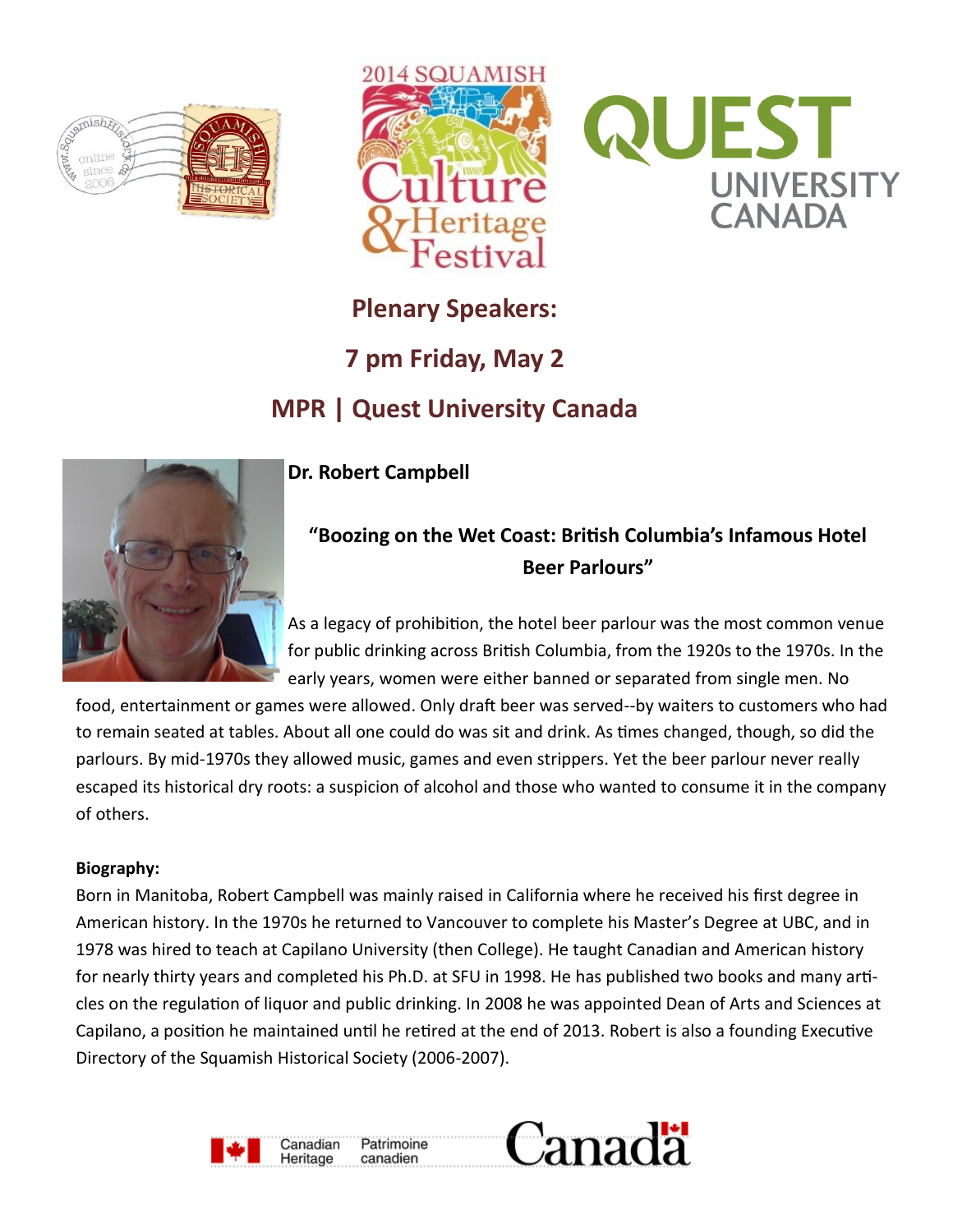## Plenary Speakers:

## 7 pm Friday, May 2

## MPR | Quest University Canada

**Dr. Robert Campbell**

### "Boozing on the Wet Coast: British Columbia's Infamous Hotel Beer Parlours"

As a legacy of prohibition, the hotel beer parlour was the most common venue for public drinking across British Columbia, from the 1920s to the 1970s. In the early years, women were either banned or separated from single men. No food, entertainment or games were allowed. Only draft beer was served--by waiters to customers who had to remain seated at tables. About all one could do was sit and drink. As times changed, though, so did the parlours. By mid-1970s they allowed music, games and even strippers. Yet the beer parlour never really escaped its historical dry roots: a suspicion of alcohol and those who wanted to consume it in the company of others.

**Biography:**

Born in Manitoba, Robert Campbell was mainly raised in California where he received his first degree in American history. In the 1970s he returned to Vancouver to complete his Master's Degree at UBC, and in 1978 was hired to teach at Capilano University (then College). He taught Canadian and American history for nearly thirty years and completed his Ph.D. at SFU in 1998. He has published two books and many articles on the regulation of liquor and public drinking. In 2008 he was appointed Dean of Arts and Sciences at Capilano, a position he maintained until he retired at the end of 2013. Robert is also a founding Executive Directory of the Squamish Historical Society (2006-2007).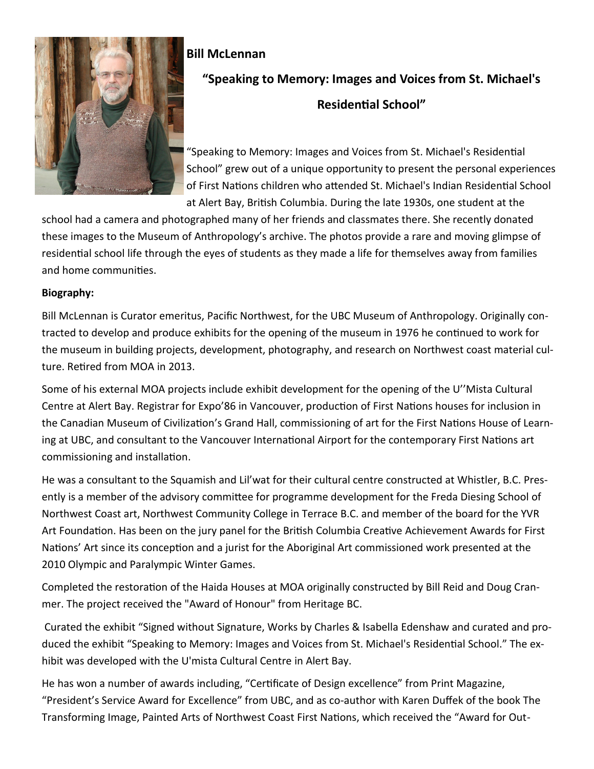**Bill McLennan**

**"Speaking to Memory: Images and Voices from St. Michael's Residential School"**

"Speaking to Memory: Images and Voices from St. Michael's Residential School" grew out of a unique opportunity to present the personal experiences of First Nations children who attended St. Michael's Indian Residential School at Alert Bay, British Columbia. During the late 1930s, one student at the school had a camera and photographed many of her friends and classmates there. She recently donated these images to the Museum of Anthropology's archive. The photos provide a rare and moving glimpse of residential school life through the eyes of students as they made a life for themselves away from families and home communities.

**Biography:**

Bill McLennan is Curator emeritus, Pacific Northwest, for the UBC Museum of Anthropology. Originally contracted to develop and produce exhibits for the opening of the museum in 1976 he continued to work for the museum in building projects, development, photography, and research on Northwest coast material culture. Retired from MOA in 2013.

Some of his external MOA projects include exhibit development for the opening of the U''Mista Cultural Centre at Alert Bay. Registrar for Expo'86 in Vancouver, production of First Nations houses for inclusion in the Canadian Museum of Civilization's Grand Hall, commissioning of art for the First Nations House of Learning at UBC, and consultant to the Vancouver International Airport for the contemporary First Nations art commissioning and installation.

He was a consultant to the Squamish and Lil'wat for their cultural centre constructed at Whistler, B.C. Presently is a member of the advisory committee for programme development for the Freda Diesing School of Northwest Coast art, Northwest Community College in Terrace B.C. and member of the board for the YVR Art Foundation. Has been on the jury panel for the British Columbia Creative Achievement Awards for First Nations' Art since its conception and a jurist for the Aboriginal Art commissioned work presented at the 2010 Olympic and Paralympic Winter Games.

Completed the restoration of the Haida Houses at MOA originally constructed by Bill Reid and Doug Cranmer. The project received the "Award of Honour" from Heritage BC.

Curated the exhibit "Signed without Signature, Works by Charles & Isabella Edenshaw and curated and produced the exhibit "Speaking to Memory: Images and Voices from St. Michael's Residential School." The exhibit was developed with the U'mista Cultural Centre in Alert Bay.

He has won a number of awards including, "Certificate of Design excellence" from Print Magazine, "President's Service Award for Excellence" from UBC, and as co-author with Karen Duffek of the book The Transforming Image, Painted Arts of Northwest Coast First Nations, which received the "Award for Out-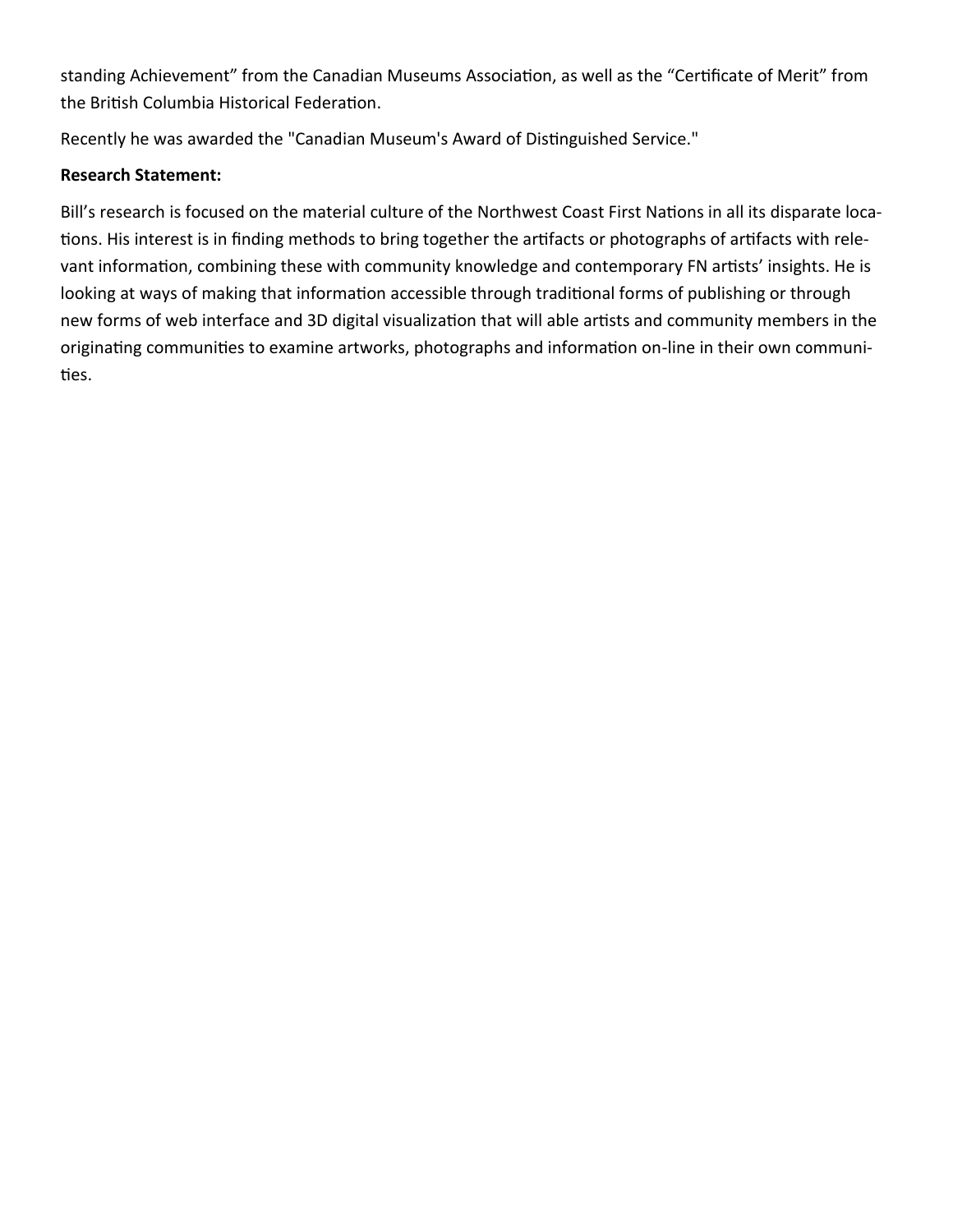standing Achievement" from the Canadian Museums Association, as well as the "Certificate of Merit" from the British Columbia Historical Federation.

Recently he was awarded the "Canadian Museum's Award of Distinguished Service."

**Research Statement:**

Bill's research is focused on the material culture of the Northwest Coast First Nations in all its disparate locations. His interest is in finding methods to bring together the artifacts or photographs of artifacts with relevant information, combining these with community knowledge and contemporary FN artists' insights. He is looking at ways of making that information accessible through traditional forms of publishing or through new forms of web interface and 3D digital visualization that will able artists and community members in the originating communities to examine artworks, photographs and information on-line in their own communities.